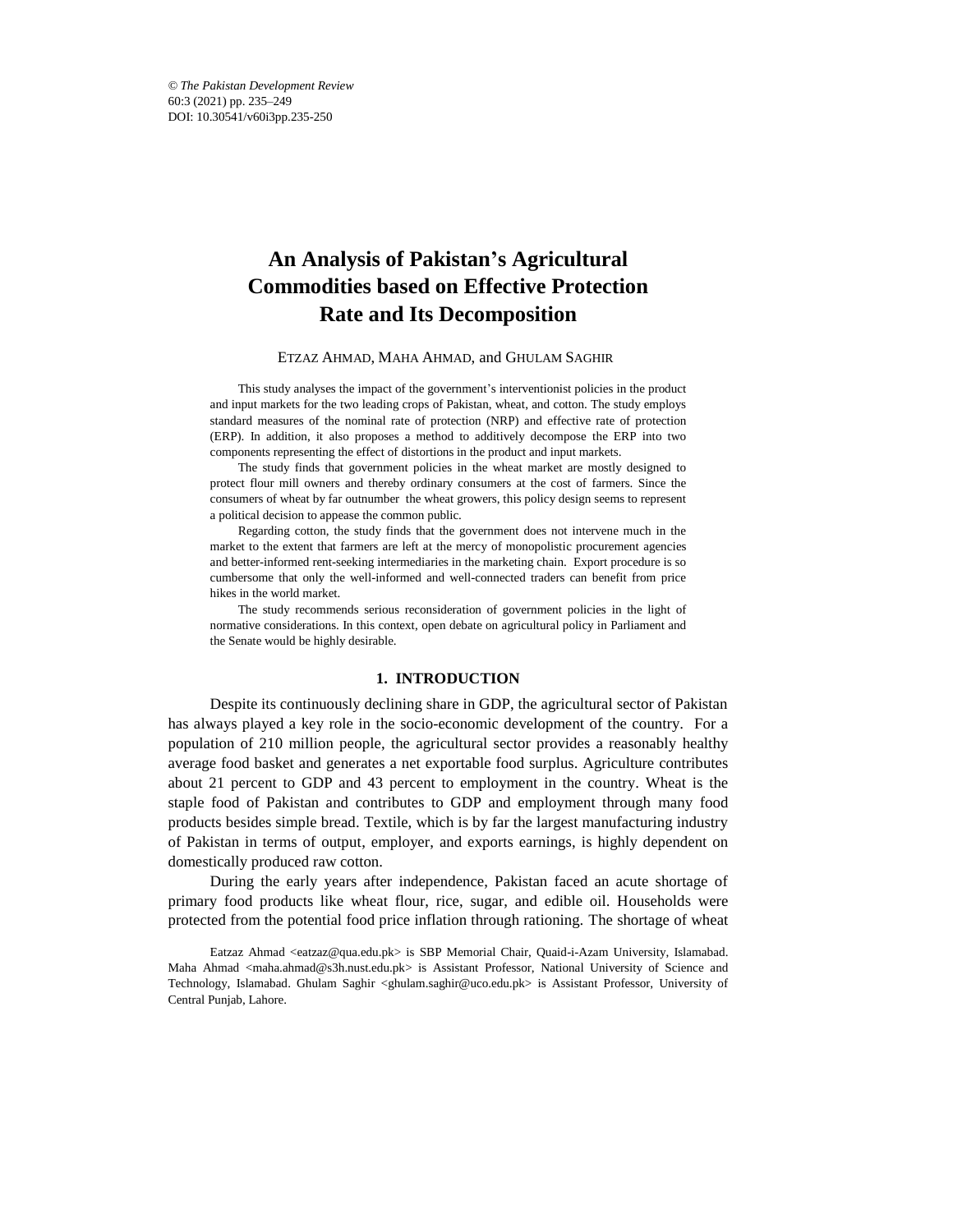# An Analysis of Pakistan's Agricultural Commodities based on Effective Protection Rate and Its Decomposition

ETZAZ AHMAD, MAHA AHMAD, and GHULAM SAGHIR

This study analyses the impact of the government's interventionist policies in the product and input markets for the two leading crops of Pakistan, wheat, and cotton. The study employs standard measures of the nominal rate of protection (NRP) and effective rate of protection (ERP). In addition, it also proposes a method to additively decompose the ERP into two components representing the effect of distortions in the product and input markets.

The study finds that government policies in the wheat market are mostly designed to protect flour mill owners and thereby ordinary consumers at the cost of farmers. Since the consumers of wheat by far outnumber the wheat growers, this policy design seems to represent a political decision to appease the common public.

Regarding cotton, the study finds that the government does not intervene much in the market to the extent that farmers are left at the mercy of monopolistic procurement agencies and better-informed rent-seeking intermediaries in the marketing chain. Export procedure is so cumbersome that only the well-informed and well-connected traders can benefit from price hikes in the world market.

The study recommends serious reconsideration of government policies in the light of normative considerations. In this context, open debate on agricultural policy in Parliament and the Senate would be highly desirable.

## 1. INTRODUCTION

Despite its continuously declining share in GDP, the agricultural sector of Pakistan has always played a key role in the socio-economic development of the country. For a population of 210 million people, the agricultural sector provides a reasonably healthy average food basket and generates a net exportable food surplus. Agriculture contributes about 21 percent to GDP and 43 percent to employment in the country. Wheat is the staple food of Pakistan and contributes to GDP and employment through many food products besides simple bread. Textile, which is by far the largest manufacturing industry of Pakistan in terms of output, employer, and exports earnings, is highly dependent on domestically produced raw cotton.

During the early years after independence, Pakistan faced an acute shortage of primary food products like wheat flour, rice, sugar, and edible oil. Households were protected from the potential food price inflation through rationing. The shortage of wheat

Eatzaz Ahmad <eatzaz@qua.edu.pk> is SBP Memorial Chair, Quaid-i-Azam University, Islamabad. Maha Ahmad <maha.ahmad@s3h.nust.edu.pk> is Assistant Professor, National University of Science and Technology, Islamabad. Ghulam Saghir <ghulam.saghir@uco.edu.pk> is Assistant Professor, University of Central Punjab, Lahore.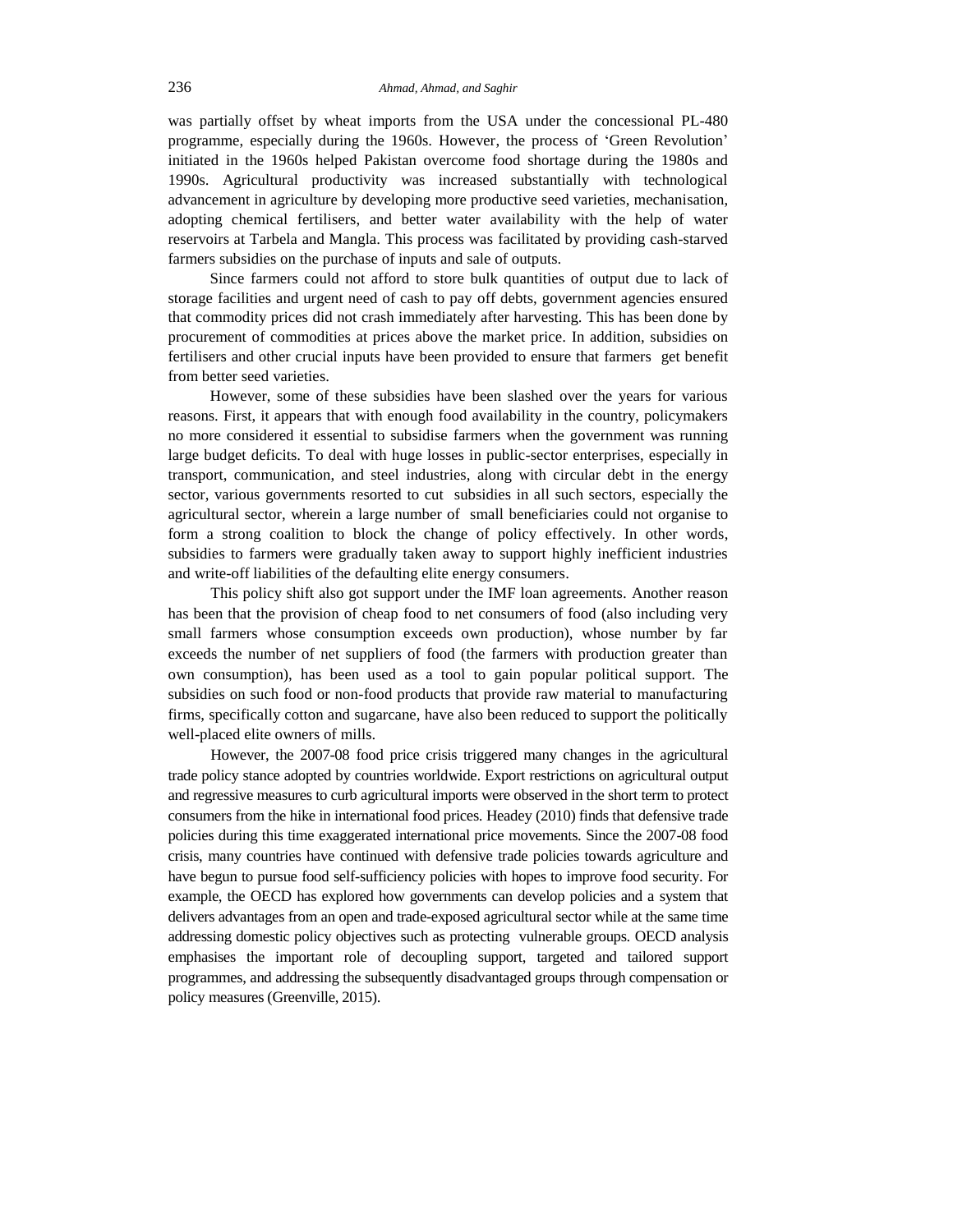was partially offset by wheat imports from the USA under the concessional PL-480 programme, especially during the 1960s. However, the process of 'Green Revolution' initiated in the 1960s helped Pakistan overcome food shortage during the 1980s and 1990s. Agricultural productivity was increased substantially with technological advancement in agriculture by developing more productive seed varieties, mechanisation, adopting chemical fertilisers, and better water availability with the help of water reservoirs at Tarbela and Mangla. This process was facilitated by providing cash-starved farmers subsidies on the purchase of inputs and sale of outputs.

Since farmers could not afford to store bulk quantities of output due to lack of storage facilities and urgent need of cash to pay off debts, government agencies ensured that commodity prices did not crash immediately after harvesting. This has been done by procurement of commodities at prices above the market price. In addition, subsidies on fertilisers and other crucial inputs have been provided to ensure that farmers get benefit from better seed varieties.

However, some of these subsidies have been slashed over the years for various reasons. First, it appears that with enough food availability in the country, policymakers no more considered it essential to subsidise farmers when the government was running large budget deficits. To deal with huge losses in public-sector enterprises, especially in transport, communication, and steel industries, along with circular debt in the energy sector, various governments resorted to cut subsidies in all such sectors, especially the agricultural sector, wherein a large number of small beneficiaries could not organise to form a strong coalition to block the change of policy effectively. In other words, subsidies to farmers were gradually taken away to support highly inefficient industries and write-off liabilities of the defaulting elite energy consumers.

This policy shift also got support under the IMF loan agreements. Another reason has been that the provision of cheap food to net consumers of food (also including very small farmers whose consumption exceeds own production), whose number by far exceeds the number of net suppliers of food (the farmers with production greater than own consumption), has been used as a tool to gain popular political support. The subsidies on such food or non-food products that provide raw material to manufacturing firms, specifically cotton and sugarcane, have also been reduced to support the politically well-placed elite owners of mills.

However, the 2007-08 food price crisis triggered many changes in the agricultural trade policy stance adopted by countries worldwide. Export restrictions on agricultural output and regressive measures to curb agricultural imports were observed in the short term to protect consumers from the hike in international food prices. Headey (2010) finds that defensive trade policies during this time exaggerated international price movements. Since the 2007-08 food crisis, many countries have continued with defensive trade policies towards agriculture and have begun to pursue food self-sufficiency policies with hopes to improve food security. For example, the OECD has explored how governments can develop policies and a system that delivers advantages from an open and trade-exposed agricultural sector while at the same time addressing domestic policy objectives such as protecting vulnerable groups. OECD analysis emphasises the important role of decoupling support, targeted and tailored support programmes, and addressing the subsequently disadvantaged groups through compensation or policy measures (Greenville, 2015).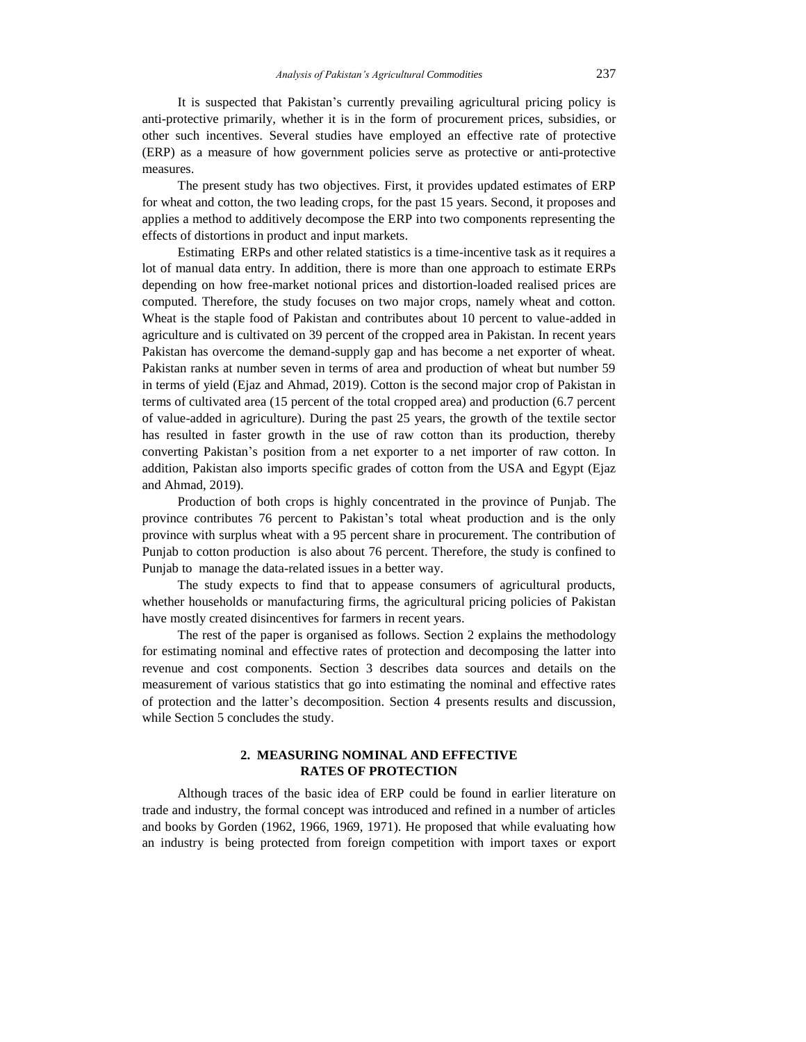It is suspected that Pakistan's currently prevailing agricultural pricing policy is anti-protective primarily, whether it is in the form of procurement prices, subsidies, or other such incentives. Several studies have employed an effective rate of protective (ERP) as a measure of how government policies serve as protective or anti-protective measures.

The present study has two objectives. First, it provides updated estimates of ERP for wheat and cotton, the two leading crops, for the past 15 years. Second, it proposes and applies a method to additively decompose the ERP into two components representing the effects of distortions in product and input markets.

Estimating ERPs and other related statistics is a time-incentive task as it requires a lot of manual data entry. In addition, there is more than one approach to estimate ERPs depending on how free-market notional prices and distortion-loaded realised prices are computed. Therefore, the study focuses on two major crops, namely wheat and cotton. Wheat is the staple food of Pakistan and contributes about 10 percent to value-added in agriculture and is cultivated on 39 percent of the cropped area in Pakistan. In recent years Pakistan has overcome the demand-supply gap and has become a net exporter of wheat. Pakistan ranks at number seven in terms of area and production of wheat but number 59 in terms of yield (Ejaz and Ahmad, 2019). Cotton is the second major crop of Pakistan in terms of cultivated area (15 percent of the total cropped area) and production (6.7 percent of value-added in agriculture). During the past 25 years, the growth of the textile sector has resulted in faster growth in the use of raw cotton than its production, thereby converting Pakistan's position from a net exporter to a net importer of raw cotton. In addition, Pakistan also imports specific grades of cotton from the USA and Egypt (Ejaz and Ahmad, 2019).

Production of both crops is highly concentrated in the province of Punjab. The province contributes 76 percent to Pakistan's total wheat production and is the only province with surplus wheat with a 95 percent share in procurement. The contribution of Punjab to cotton production is also about 76 percent. Therefore, the study is confined to Punjab to manage the data-related issues in a better way.

The study expects to find that to appease consumers of agricultural products, whether households or manufacturing firms, the agricultural pricing policies of Pakistan have mostly created disincentives for farmers in recent years.

The rest of the paper is organised as follows. Section 2 explains the methodology for estimating nominal and effective rates of protection and decomposing the latter into revenue and cost components. Section 3 describes data sources and details on the measurement of various statistics that go into estimating the nominal and effective rates of protection and the latter's decomposition. Section 4 presents results and discussion, while Section 5 concludes the study.

## 2. MEASURING NOMINAL AND EFFECTIVE RATES OF PROTECTION

Although traces of the basic idea of ERP could be found in earlier literature on trade and industry, the formal concept was introduced and refined in a number of articles and books by Gorden (1962, 1966, 1969, 1971). He proposed that while evaluating how an industry is being protected from foreign competition with import taxes or export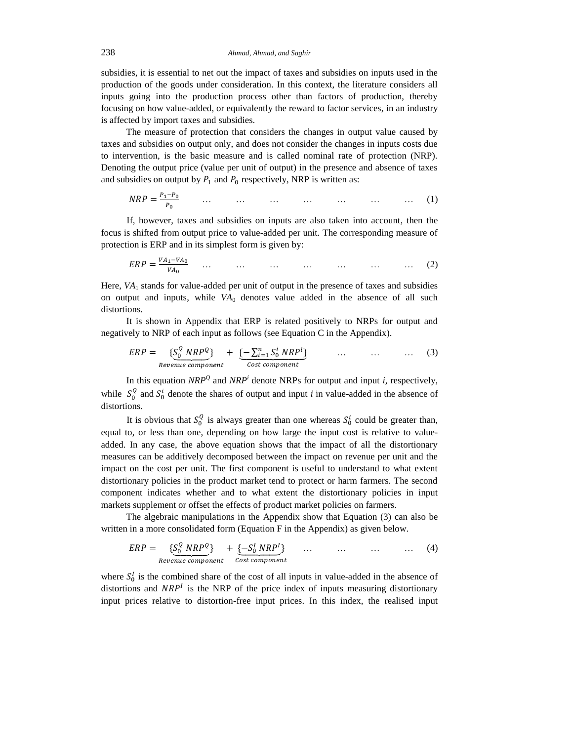subsidies, it is essential to net out the impact of taxes and subsidies on inputs used in the production of the goods under consideration. In this context, the literature considers all inputs going into the production process other than factors of production, thereby focusing on how value-added, or equivalently the reward to factor services, in an industry is affected by import taxes and subsidies.

The measure of protection that considers the changes in output value caused by taxes and subsidies on output only, and does not consider the changes in inputs costs due to intervention, is the basic measure and is called nominal rate of protection (NRP). Denoting the output price (value per unit of output) in the presence and absence of taxes and subsidies on output by $P_1$ and $P_0$ respectively, NRP is written as:

$$NRP = \frac{P_1 - P_0}{P_0} \qquad \ldots \quad \ldots \quad \ldots \quad \ldots \quad \ldots \quad \ldots \quad \ldots \quad (1)$$

If, however, taxes and subsidies on inputs are also taken into account, then the focus is shifted from output price to value-added per unit. The corresponding measure of protection is ERP and in its simplest form is given by:

$$ERP = \frac{VA_1 - VA_0}{VA_0} \qquad \ldots \quad \ldots \quad \ldots \quad \ldots \quad \ldots \quad \ldots \quad \ldots \quad (2)$$

Here, $VA_1$ stands for value-added per unit of output in the presence of taxes and subsidies on output and inputs, while $VA_0$ denotes value added in the absence of all such distortions.

It is shown in Appendix that ERP is related positively to NRPs for output and negatively to NRP of each input as follows (see Equation C in the Appendix).

$$ERP = \underbrace{\{S_0^Q \, NRP^Q\}}_{Revenue\ component} + \underbrace{\{-\sum_{i=1}^{n} S_0^i \, NRP^i\}}_{Cost\ component} \qquad \ldots \quad \ldots \quad \ldots \quad (3)$$

In this equation $NRP^Q$ and $NRP^i$ denote NRPs for output and input *i*, respectively, while $S_0^Q$ and $S_0^i$ denote the shares of output and input *i* in value-added in the absence of distortions.

It is obvious that $S_0^Q$ is always greater than one whereas $S_0^i$ could be greater than, equal to, or less than one, depending on how large the input cost is relative to value-added. In any case, the above equation shows that the impact of all the distortionary measures can be additively decomposed between the impact on revenue per unit and the impact on the cost per unit. The first component is useful to understand to what extent distortionary policies in the product market tend to protect or harm farmers. The second component indicates whether and to what extent the distortionary policies in input markets supplement or offset the effects of product market policies on farmers.

The algebraic manipulations in the Appendix show that Equation (3) can also be written in a more consolidated form (Equation F in the Appendix) as given below.

$$ERP = \underbrace{\{S_0^Q \, NRP^Q\}}_{Revenue\ component} + \underbrace{\{-S_0^I \, NRP^I\}}_{Cost\ component} \qquad \ldots \quad \ldots \quad \ldots \quad \ldots \quad (4)$$

where $S_0^I$ is the combined share of the cost of all inputs in value-added in the absence of distortions and $NRP^I$ is the NRP of the price index of inputs measuring distortionary input prices relative to distortion-free input prices. In this index, the realised input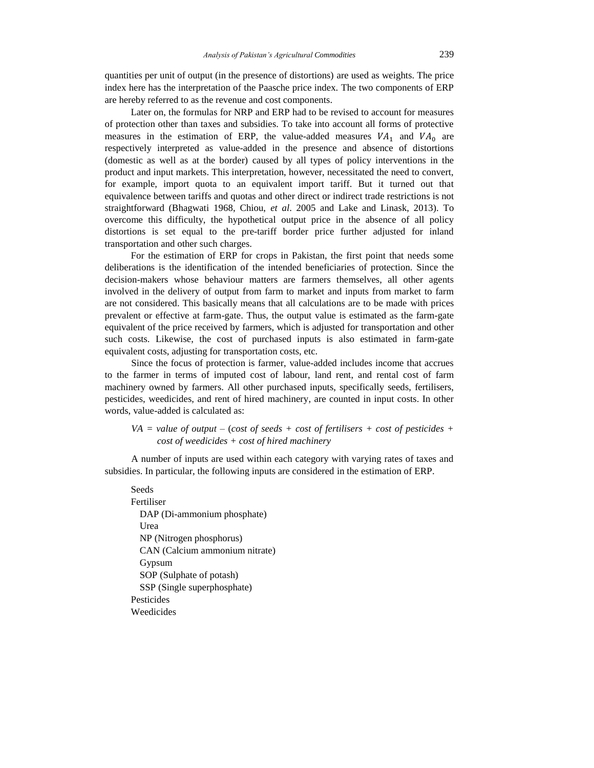quantities per unit of output (in the presence of distortions) are used as weights. The price index here has the interpretation of the Paasche price index. The two components of ERP are hereby referred to as the revenue and cost components.

Later on, the formulas for NRP and ERP had to be revised to account for measures of protection other than taxes and subsidies. To take into account all forms of protective measures in the estimation of ERP, the value-added measures $VA_1$ and $VA_0$ are respectively interpreted as value-added in the presence and absence of distortions (domestic as well as at the border) caused by all types of policy interventions in the product and input markets. This interpretation, however, necessitated the need to convert, for example, import quota to an equivalent import tariff. But it turned out that equivalence between tariffs and quotas and other direct or indirect trade restrictions is not straightforward (Bhagwati 1968, Chiou, *et al*. 2005 and Lake and Linask, 2013). To overcome this difficulty, the hypothetical output price in the absence of all policy distortions is set equal to the pre-tariff border price further adjusted for inland transportation and other such charges.

For the estimation of ERP for crops in Pakistan, the first point that needs some deliberations is the identification of the intended beneficiaries of protection. Since the decision-makers whose behaviour matters are farmers themselves, all other agents involved in the delivery of output from farm to market and inputs from market to farm are not considered. This basically means that all calculations are to be made with prices prevalent or effective at farm-gate. Thus, the output value is estimated as the farm-gate equivalent of the price received by farmers, which is adjusted for transportation and other such costs. Likewise, the cost of purchased inputs is also estimated in farm-gate equivalent costs, adjusting for transportation costs, etc.

Since the focus of protection is farmer, value-added includes income that accrues to the farmer in terms of imputed cost of labour, land rent, and rental cost of farm machinery owned by farmers. All other purchased inputs, specifically seeds, fertilisers, pesticides, weedicides, and rent of hired machinery, are counted in input costs. In other words, value-added is calculated as:

*VA = value of output* – (*cost of seeds + cost of fertilisers + cost of pesticides + cost of weedicides + cost of hired machinery*

A number of inputs are used within each category with varying rates of taxes and subsidies. In particular, the following inputs are considered in the estimation of ERP.

- Seeds
- Fertiliser
  - DAP (Di-ammonium phosphate)
  - Urea
  - NP (Nitrogen phosphorus)
  - CAN (Calcium ammonium nitrate)
  - Gypsum
  - SOP (Sulphate of potash)
  - SSP (Single superphosphate)
- Pesticides
- Weedicides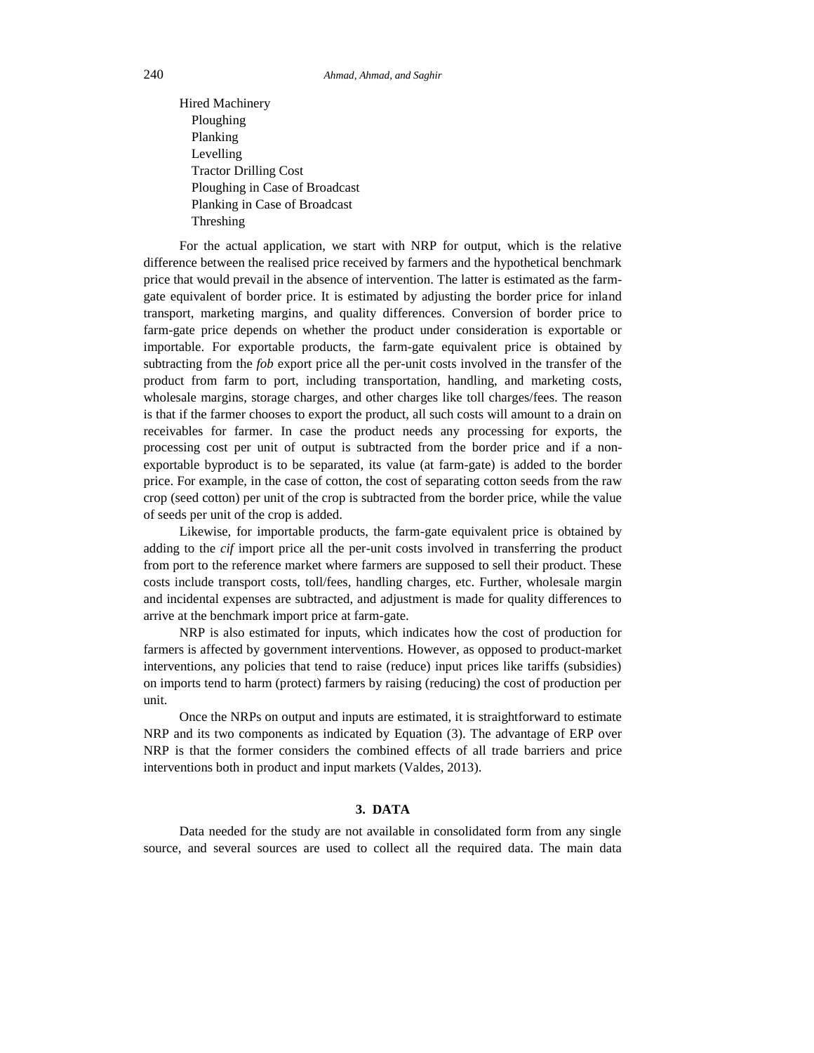Hired Machinery

- Ploughing
- Planking
- Levelling
- Tractor Drilling Cost
- Ploughing in Case of Broadcast
- Planking in Case of Broadcast
- Threshing

For the actual application, we start with NRP for output, which is the relative difference between the realised price received by farmers and the hypothetical benchmark price that would prevail in the absence of intervention. The latter is estimated as the farm-gate equivalent of border price. It is estimated by adjusting the border price for inland transport, marketing margins, and quality differences. Conversion of border price to farm-gate price depends on whether the product under consideration is exportable or importable. For exportable products, the farm-gate equivalent price is obtained by subtracting from the *fob* export price all the per-unit costs involved in the transfer of the product from farm to port, including transportation, handling, and marketing costs, wholesale margins, storage charges, and other charges like toll charges/fees. The reason is that if the farmer chooses to export the product, all such costs will amount to a drain on receivables for farmer. In case the product needs any processing for exports, the processing cost per unit of output is subtracted from the border price and if a non-exportable byproduct is to be separated, its value (at farm-gate) is added to the border price. For example, in the case of cotton, the cost of separating cotton seeds from the raw crop (seed cotton) per unit of the crop is subtracted from the border price, while the value of seeds per unit of the crop is added.

Likewise, for importable products, the farm-gate equivalent price is obtained by adding to the *cif* import price all the per-unit costs involved in transferring the product from port to the reference market where farmers are supposed to sell their product. These costs include transport costs, toll/fees, handling charges, etc. Further, wholesale margin and incidental expenses are subtracted, and adjustment is made for quality differences to arrive at the benchmark import price at farm-gate.

NRP is also estimated for inputs, which indicates how the cost of production for farmers is affected by government interventions. However, as opposed to product-market interventions, any policies that tend to raise (reduce) input prices like tariffs (subsidies) on imports tend to harm (protect) farmers by raising (reducing) the cost of production per unit.

Once the NRPs on output and inputs are estimated, it is straightforward to estimate NRP and its two components as indicated by Equation (3). The advantage of ERP over NRP is that the former considers the combined effects of all trade barriers and price interventions both in product and input markets (Valdes, 2013).

## 3. DATA

Data needed for the study are not available in consolidated form from any single source, and several sources are used to collect all the required data. The main data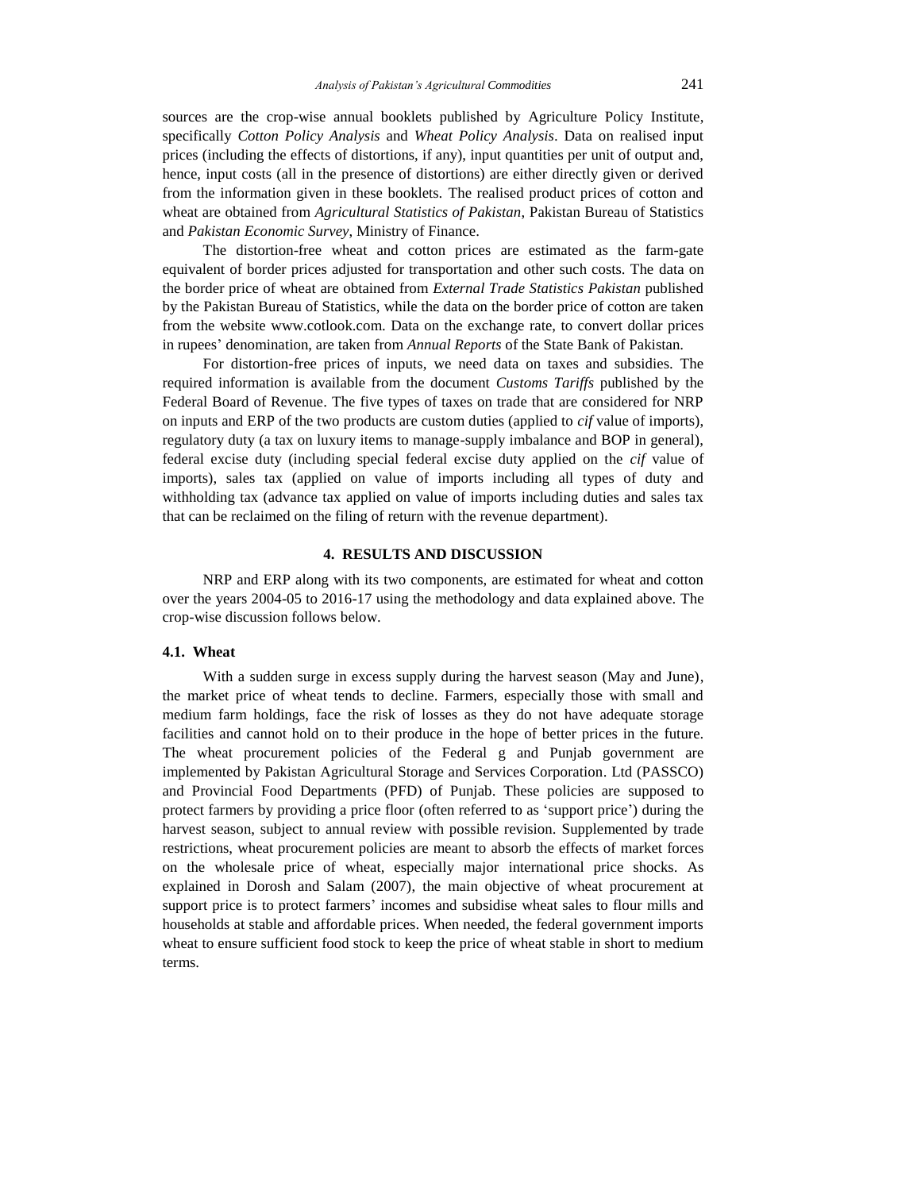sources are the crop-wise annual booklets published by Agriculture Policy Institute, specifically *Cotton Policy Analysis* and *Wheat Policy Analysis*. Data on realised input prices (including the effects of distortions, if any), input quantities per unit of output and, hence, input costs (all in the presence of distortions) are either directly given or derived from the information given in these booklets. The realised product prices of cotton and wheat are obtained from *Agricultural Statistics of Pakistan*, Pakistan Bureau of Statistics and *Pakistan Economic Survey*, Ministry of Finance.

The distortion-free wheat and cotton prices are estimated as the farm-gate equivalent of border prices adjusted for transportation and other such costs. The data on the border price of wheat are obtained from *External Trade Statistics Pakistan* published by the Pakistan Bureau of Statistics, while the data on the border price of cotton are taken from the website www.cotlook.com. Data on the exchange rate, to convert dollar prices in rupees' denomination, are taken from *Annual Reports* of the State Bank of Pakistan.

For distortion-free prices of inputs, we need data on taxes and subsidies. The required information is available from the document *Customs Tariffs* published by the Federal Board of Revenue. The five types of taxes on trade that are considered for NRP on inputs and ERP of the two products are custom duties (applied to *cif* value of imports), regulatory duty (a tax on luxury items to manage-supply imbalance and BOP in general), federal excise duty (including special federal excise duty applied on the *cif* value of imports), sales tax (applied on value of imports including all types of duty and withholding tax (advance tax applied on value of imports including duties and sales tax that can be reclaimed on the filing of return with the revenue department).

## 4. RESULTS AND DISCUSSION

NRP and ERP along with its two components, are estimated for wheat and cotton over the years 2004-05 to 2016-17 using the methodology and data explained above. The crop-wise discussion follows below.

### 4.1. Wheat

With a sudden surge in excess supply during the harvest season (May and June), the market price of wheat tends to decline. Farmers, especially those with small and medium farm holdings, face the risk of losses as they do not have adequate storage facilities and cannot hold on to their produce in the hope of better prices in the future. The wheat procurement policies of the Federal g and Punjab government are implemented by Pakistan Agricultural Storage and Services Corporation. Ltd (PASSCO) and Provincial Food Departments (PFD) of Punjab. These policies are supposed to protect farmers by providing a price floor (often referred to as 'support price') during the harvest season, subject to annual review with possible revision. Supplemented by trade restrictions, wheat procurement policies are meant to absorb the effects of market forces on the wholesale price of wheat, especially major international price shocks. As explained in Dorosh and Salam (2007), the main objective of wheat procurement at support price is to protect farmers' incomes and subsidise wheat sales to flour mills and households at stable and affordable prices. When needed, the federal government imports wheat to ensure sufficient food stock to keep the price of wheat stable in short to medium terms.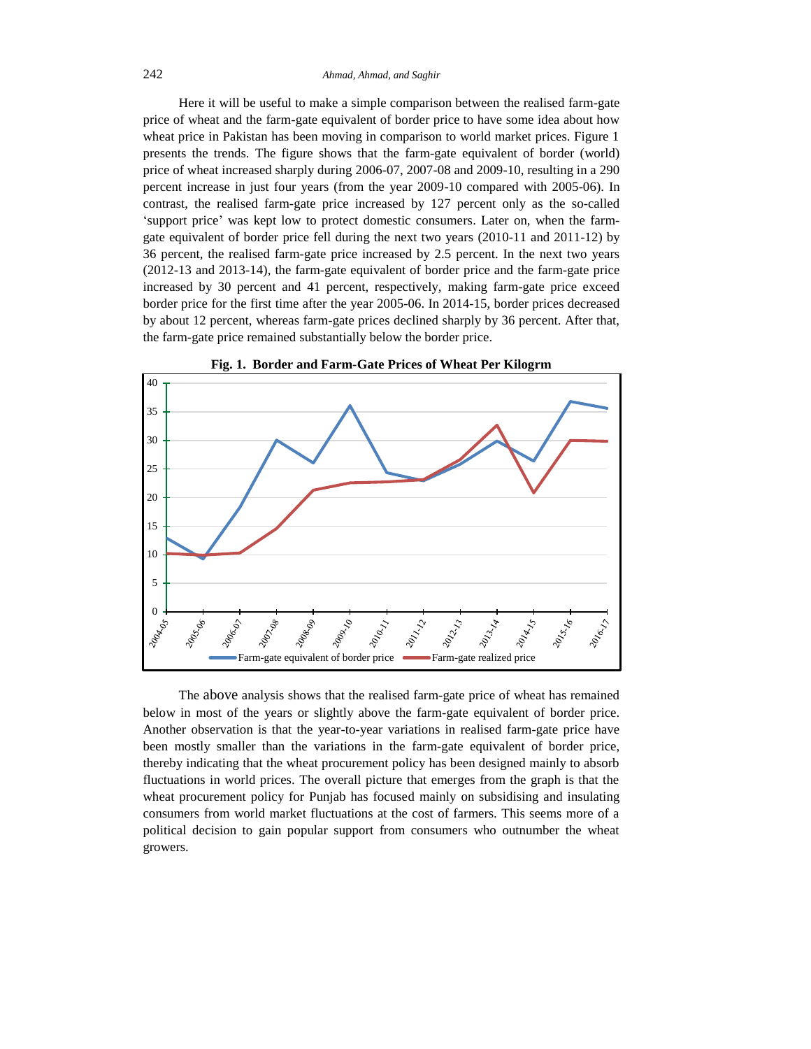Here it will be useful to make a simple comparison between the realised farm-gate price of wheat and the farm-gate equivalent of border price to have some idea about how wheat price in Pakistan has been moving in comparison to world market prices. Figure 1 presents the trends. The figure shows that the farm-gate equivalent of border (world) price of wheat increased sharply during 2006-07, 2007-08 and 2009-10, resulting in a 290 percent increase in just four years (from the year 2009-10 compared with 2005-06). In contrast, the realised farm-gate price increased by 127 percent only as the so-called 'support price' was kept low to protect domestic consumers. Later on, when the farm-gate equivalent of border price fell during the next two years (2010-11 and 2011-12) by 36 percent, the realised farm-gate price increased by 2.5 percent. In the next two years (2012-13 and 2013-14), the farm-gate equivalent of border price and the farm-gate price increased by 30 percent and 41 percent, respectively, making farm-gate price exceed border price for the first time after the year 2005-06. In 2014-15, border prices decreased by about 12 percent, whereas farm-gate prices declined sharply by 36 percent. After that, the farm-gate price remained substantially below the border price.

**Fig. 1. Border and Farm-Gate Prices of Wheat Per Kilogrm**

The above analysis shows that the realised farm-gate price of wheat has remained below in most of the years or slightly above the farm-gate equivalent of border price. Another observation is that the year-to-year variations in realised farm-gate price have been mostly smaller than the variations in the farm-gate equivalent of border price, thereby indicating that the wheat procurement policy has been designed mainly to absorb fluctuations in world prices. The overall picture that emerges from the graph is that the wheat procurement policy for Punjab has focused mainly on subsidising and insulating consumers from world market fluctuations at the cost of farmers. This seems more of a political decision to gain popular support from consumers who outnumber the wheat growers.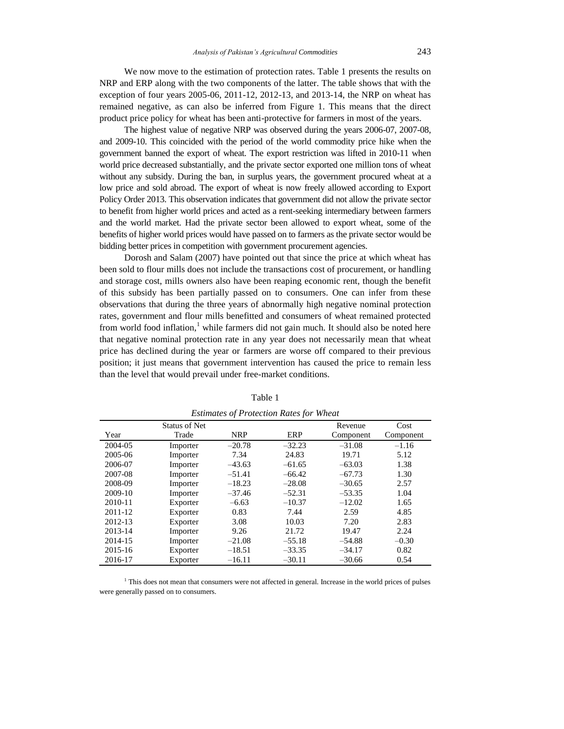We now move to the estimation of protection rates. Table 1 presents the results on NRP and ERP along with the two components of the latter. The table shows that with the exception of four years 2005-06, 2011-12, 2012-13, and 2013-14, the NRP on wheat has remained negative, as can also be inferred from Figure 1. This means that the direct product price policy for wheat has been anti-protective for farmers in most of the years.

The highest value of negative NRP was observed during the years 2006-07, 2007-08, and 2009-10. This coincided with the period of the world commodity price hike when the government banned the export of wheat. The export restriction was lifted in 2010-11 when world price decreased substantially, and the private sector exported one million tons of wheat without any subsidy. During the ban, in surplus years, the government procured wheat at a low price and sold abroad. The export of wheat is now freely allowed according to Export Policy Order 2013. This observation indicates that government did not allow the private sector to benefit from higher world prices and acted as a rent-seeking intermediary between farmers and the world market. Had the private sector been allowed to export wheat, some of the benefits of higher world prices would have passed on to farmers as the private sector would be bidding better prices in competition with government procurement agencies.

Dorosh and Salam (2007) have pointed out that since the price at which wheat has been sold to flour mills does not include the transactions cost of procurement, or handling and storage cost, mills owners also have been reaping economic rent, though the benefit of this subsidy has been partially passed on to consumers. One can infer from these observations that during the three years of abnormally high negative nominal protection rates, government and flour mills benefitted and consumers of wheat remained protected from world food inflation,[1] while farmers did not gain much. It should also be noted here that negative nominal protection rate in any year does not necessarily mean that wheat price has declined during the year or farmers are worse off compared to their previous position; it just means that government intervention has caused the price to remain less than the level that would prevail under free-market conditions.

Table 1

*Estimates of Protection Rates for Wheat*

| Year | Status of Net Trade | NRP | ERP | Revenue Component | Cost Component |
|---|---|---|---|---|---|
| 2004-05 | Importer | –20.78 | –32.23 | –31.08 | –1.16 |
| 2005-06 | Importer | 7.34 | 24.83 | 19.71 | 5.12 |
| 2006-07 | Importer | –43.63 | –61.65 | –63.03 | 1.38 |
| 2007-08 | Importer | –51.41 | –66.42 | –67.73 | 1.30 |
| 2008-09 | Importer | –18.23 | –28.08 | –30.65 | 2.57 |
| 2009-10 | Importer | –37.46 | –52.31 | –53.35 | 1.04 |
| 2010-11 | Exporter | –6.63 | –10.37 | –12.02 | 1.65 |
| 2011-12 | Exporter | 0.83 | 7.44 | 2.59 | 4.85 |
| 2012-13 | Exporter | 3.08 | 10.03 | 7.20 | 2.83 |
| 2013-14 | Importer | 9.26 | 21.72 | 19.47 | 2.24 |
| 2014-15 | Importer | –21.08 | –55.18 | –54.88 | –0.30 |
| 2015-16 | Exporter | –18.51 | –33.35 | –34.17 | 0.82 |
| 2016-17 | Exporter | –16.11 | –30.11 | –30.66 | 0.54 |

[1] This does not mean that consumers were not affected in general. Increase in the world prices of pulses were generally passed on to consumers.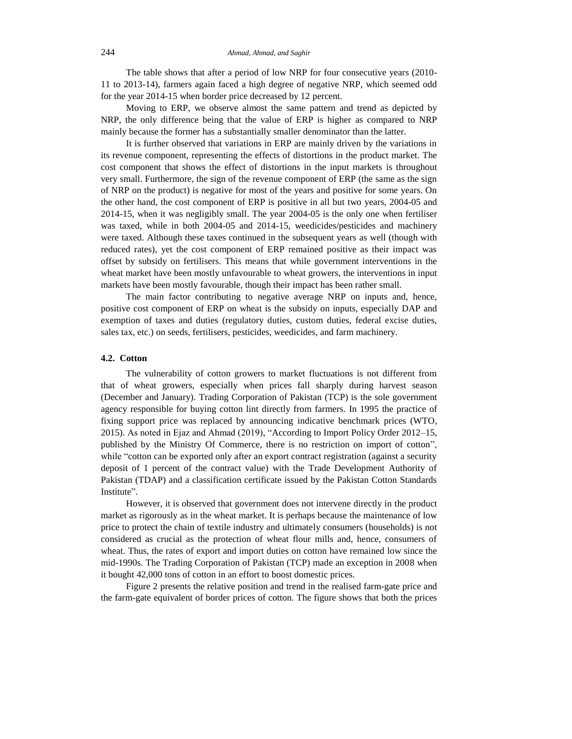The table shows that after a period of low NRP for four consecutive years (2010-11 to 2013-14), farmers again faced a high degree of negative NRP, which seemed odd for the year 2014-15 when border price decreased by 12 percent.

Moving to ERP, we observe almost the same pattern and trend as depicted by NRP, the only difference being that the value of ERP is higher as compared to NRP mainly because the former has a substantially smaller denominator than the latter.

It is further observed that variations in ERP are mainly driven by the variations in its revenue component, representing the effects of distortions in the product market. The cost component that shows the effect of distortions in the input markets is throughout very small. Furthermore, the sign of the revenue component of ERP (the same as the sign of NRP on the product) is negative for most of the years and positive for some years. On the other hand, the cost component of ERP is positive in all but two years, 2004-05 and 2014-15, when it was negligibly small. The year 2004-05 is the only one when fertiliser was taxed, while in both 2004-05 and 2014-15, weedicides/pesticides and machinery were taxed. Although these taxes continued in the subsequent years as well (though with reduced rates), yet the cost component of ERP remained positive as their impact was offset by subsidy on fertilisers. This means that while government interventions in the wheat market have been mostly unfavourable to wheat growers, the interventions in input markets have been mostly favourable, though their impact has been rather small.

The main factor contributing to negative average NRP on inputs and, hence, positive cost component of ERP on wheat is the subsidy on inputs, especially DAP and exemption of taxes and duties (regulatory duties, custom duties, federal excise duties, sales tax, etc.) on seeds, fertilisers, pesticides, weedicides, and farm machinery.

### 4.2. Cotton

The vulnerability of cotton growers to market fluctuations is not different from that of wheat growers, especially when prices fall sharply during harvest season (December and January). Trading Corporation of Pakistan (TCP) is the sole government agency responsible for buying cotton lint directly from farmers. In 1995 the practice of fixing support price was replaced by announcing indicative benchmark prices (WTO, 2015). As noted in Ejaz and Ahmad (2019), "According to Import Policy Order 2012–15, published by the Ministry Of Commerce, there is no restriction on import of cotton", while "cotton can be exported only after an export contract registration (against a security deposit of 1 percent of the contract value) with the Trade Development Authority of Pakistan (TDAP) and a classification certificate issued by the Pakistan Cotton Standards Institute".

However, it is observed that government does not intervene directly in the product market as rigorously as in the wheat market. It is perhaps because the maintenance of low price to protect the chain of textile industry and ultimately consumers (households) is not considered as crucial as the protection of wheat flour mills and, hence, consumers of wheat. Thus, the rates of export and import duties on cotton have remained low since the mid-1990s. The Trading Corporation of Pakistan (TCP) made an exception in 2008 when it bought 42,000 tons of cotton in an effort to boost domestic prices.

Figure 2 presents the relative position and trend in the realised farm-gate price and the farm-gate equivalent of border prices of cotton. The figure shows that both the prices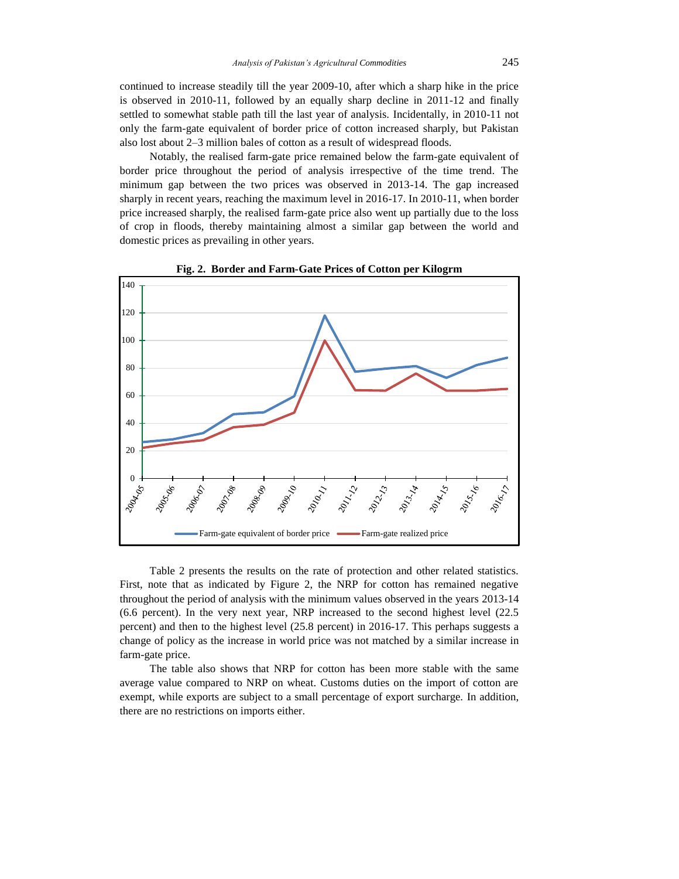continued to increase steadily till the year 2009-10, after which a sharp hike in the price is observed in 2010-11, followed by an equally sharp decline in 2011-12 and finally settled to somewhat stable path till the last year of analysis. Incidentally, in 2010-11 not only the farm-gate equivalent of border price of cotton increased sharply, but Pakistan also lost about 2–3 million bales of cotton as a result of widespread floods.

Notably, the realised farm-gate price remained below the farm-gate equivalent of border price throughout the period of analysis irrespective of the time trend. The minimum gap between the two prices was observed in 2013-14. The gap increased sharply in recent years, reaching the maximum level in 2016-17. In 2010-11, when border price increased sharply, the realised farm-gate price also went up partially due to the loss of crop in floods, thereby maintaining almost a similar gap between the world and domestic prices as prevailing in other years.

**Fig. 2. Border and Farm-Gate Prices of Cotton per Kilogrm**

Table 2 presents the results on the rate of protection and other related statistics. First, note that as indicated by Figure 2, the NRP for cotton has remained negative throughout the period of analysis with the minimum values observed in the years 2013-14 (6.6 percent). In the very next year, NRP increased to the second highest level (22.5 percent) and then to the highest level (25.8 percent) in 2016-17. This perhaps suggests a change of policy as the increase in world price was not matched by a similar increase in farm-gate price.

The table also shows that NRP for cotton has been more stable with the same average value compared to NRP on wheat. Customs duties on the import of cotton are exempt, while exports are subject to a small percentage of export surcharge. In addition, there are no restrictions on imports either.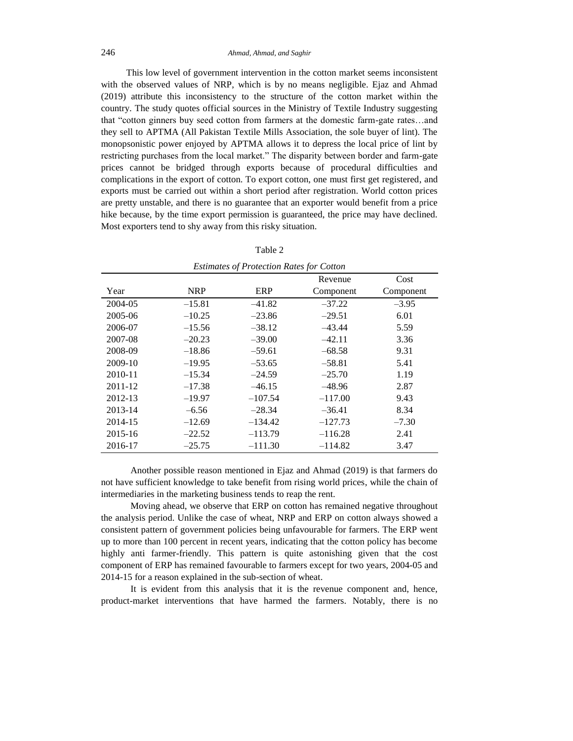This low level of government intervention in the cotton market seems inconsistent with the observed values of NRP, which is by no means negligible. Ejaz and Ahmad (2019) attribute this inconsistency to the structure of the cotton market within the country. The study quotes official sources in the Ministry of Textile Industry suggesting that "cotton ginners buy seed cotton from farmers at the domestic farm-gate rates…and they sell to APTMA (All Pakistan Textile Mills Association, the sole buyer of lint). The monopsonistic power enjoyed by APTMA allows it to depress the local price of lint by restricting purchases from the local market." The disparity between border and farm-gate prices cannot be bridged through exports because of procedural difficulties and complications in the export of cotton. To export cotton, one must first get registered, and exports must be carried out within a short period after registration. World cotton prices are pretty unstable, and there is no guarantee that an exporter would benefit from a price hike because, by the time export permission is guaranteed, the price may have declined. Most exporters tend to shy away from this risky situation.

Table 2

*Estimates of Protection Rates for Cotton*

| Year | NRP | ERP | Revenue Component | Cost Component |
|---|---|---|---|---|
| 2004-05 | –15.81 | –41.82 | –37.22 | –3.95 |
| 2005-06 | –10.25 | –23.86 | –29.51 | 6.01 |
| 2006-07 | –15.56 | –38.12 | –43.44 | 5.59 |
| 2007-08 | –20.23 | –39.00 | –42.11 | 3.36 |
| 2008-09 | –18.86 | –59.61 | –68.58 | 9.31 |
| 2009-10 | –19.95 | –53.65 | –58.81 | 5.41 |
| 2010-11 | –15.34 | –24.59 | –25.70 | 1.19 |
| 2011-12 | –17.38 | –46.15 | –48.96 | 2.87 |
| 2012-13 | –19.97 | –107.54 | –117.00 | 9.43 |
| 2013-14 | –6.56 | –28.34 | –36.41 | 8.34 |
| 2014-15 | –12.69 | –134.42 | –127.73 | –7.30 |
| 2015-16 | –22.52 | –113.79 | –116.28 | 2.41 |
| 2016-17 | –25.75 | –111.30 | –114.82 | 3.47 |

Another possible reason mentioned in Ejaz and Ahmad (2019) is that farmers do not have sufficient knowledge to take benefit from rising world prices, while the chain of intermediaries in the marketing business tends to reap the rent.

Moving ahead, we observe that ERP on cotton has remained negative throughout the analysis period. Unlike the case of wheat, NRP and ERP on cotton always showed a consistent pattern of government policies being unfavourable for farmers. The ERP went up to more than 100 percent in recent years, indicating that the cotton policy has become highly anti farmer-friendly. This pattern is quite astonishing given that the cost component of ERP has remained favourable to farmers except for two years, 2004-05 and 2014-15 for a reason explained in the sub-section of wheat.

It is evident from this analysis that it is the revenue component and, hence, product-market interventions that have harmed the farmers. Notably, there is no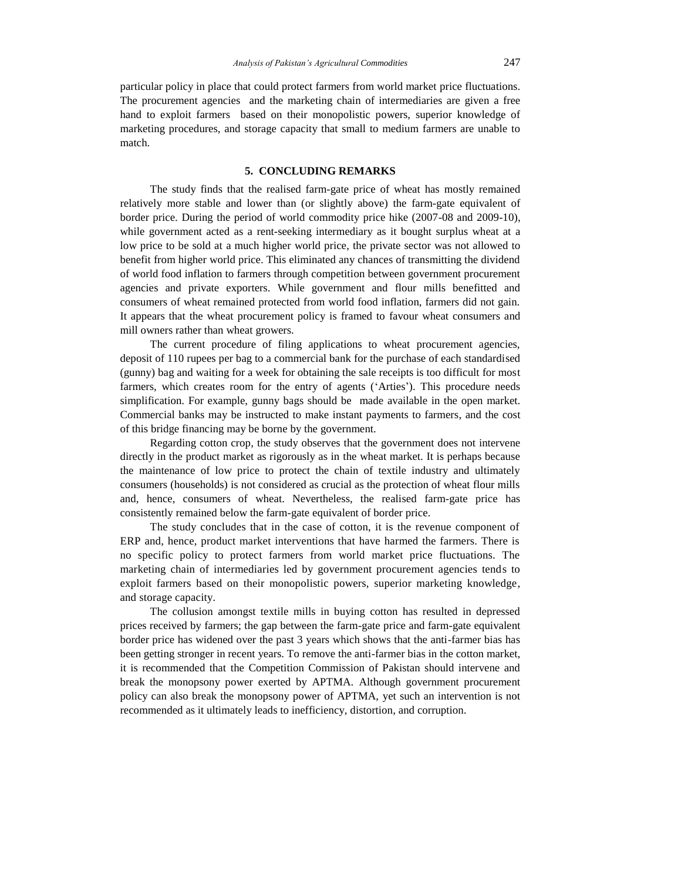particular policy in place that could protect farmers from world market price fluctuations. The procurement agencies and the marketing chain of intermediaries are given a free hand to exploit farmers based on their monopolistic powers, superior knowledge of marketing procedures, and storage capacity that small to medium farmers are unable to match.

## 5. CONCLUDING REMARKS

The study finds that the realised farm-gate price of wheat has mostly remained relatively more stable and lower than (or slightly above) the farm-gate equivalent of border price. During the period of world commodity price hike (2007-08 and 2009-10), while government acted as a rent-seeking intermediary as it bought surplus wheat at a low price to be sold at a much higher world price, the private sector was not allowed to benefit from higher world price. This eliminated any chances of transmitting the dividend of world food inflation to farmers through competition between government procurement agencies and private exporters. While government and flour mills benefitted and consumers of wheat remained protected from world food inflation, farmers did not gain. It appears that the wheat procurement policy is framed to favour wheat consumers and mill owners rather than wheat growers.

The current procedure of filing applications to wheat procurement agencies, deposit of 110 rupees per bag to a commercial bank for the purchase of each standardised (gunny) bag and waiting for a week for obtaining the sale receipts is too difficult for most farmers, which creates room for the entry of agents ('Arties'). This procedure needs simplification. For example, gunny bags should be made available in the open market. Commercial banks may be instructed to make instant payments to farmers, and the cost of this bridge financing may be borne by the government.

Regarding cotton crop, the study observes that the government does not intervene directly in the product market as rigorously as in the wheat market. It is perhaps because the maintenance of low price to protect the chain of textile industry and ultimately consumers (households) is not considered as crucial as the protection of wheat flour mills and, hence, consumers of wheat. Nevertheless, the realised farm-gate price has consistently remained below the farm-gate equivalent of border price.

The study concludes that in the case of cotton, it is the revenue component of ERP and, hence, product market interventions that have harmed the farmers. There is no specific policy to protect farmers from world market price fluctuations. The marketing chain of intermediaries led by government procurement agencies tends to exploit farmers based on their monopolistic powers, superior marketing knowledge, and storage capacity.

The collusion amongst textile mills in buying cotton has resulted in depressed prices received by farmers; the gap between the farm-gate price and farm-gate equivalent border price has widened over the past 3 years which shows that the anti-farmer bias has been getting stronger in recent years. To remove the anti-farmer bias in the cotton market, it is recommended that the Competition Commission of Pakistan should intervene and break the monopsony power exerted by APTMA. Although government procurement policy can also break the monopsony power of APTMA, yet such an intervention is not recommended as it ultimately leads to inefficiency, distortion, and corruption.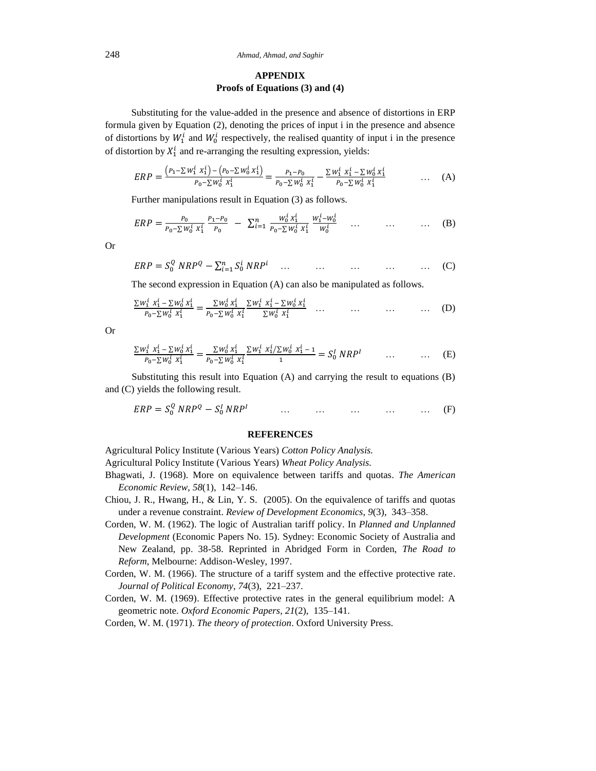## APPENDIX

### Proofs of Equations (3) and (4)

Substituting for the value-added in the presence and absence of distortions in ERP formula given by Equation (2), denoting the prices of input i in the presence and absence of distortions by $W_1^i$ and $W_0^i$ respectively, the realised quantity of input i in the presence of distortion by $X_1^i$ and re-arranging the resulting expression, yields:

$$ERP = \frac{\left(P_1 - \sum W_1^i \ X_1^i\right) - \left(P_0 - \sum W_0^i \ X_1^i\right)}{P_0 - \sum W_0^i \ X_1^i} = \frac{P_1 - P_0}{P_0 - \sum W_0^i \ X_1^i} - \frac{\sum W_1^i \ X_1^i - \sum W_0^i \ X_1^i}{P_0 - \sum W_0^i \ X_1^i} \quad \ldots \quad \text{(A)}$$

Further manipulations result in Equation (3) as follows.

$$ERP = \frac{P_0}{P_0 - \sum W_0^i \ X_1^i} \frac{P_1 - P_0}{P_0} - \sum_{i=1}^{n} \frac{W_0^i \ X_1^i}{P_0 - \sum W_0^i \ X_1^i} \frac{W_1^i - W_0^i}{W_0^i} \quad \ldots \quad \ldots \quad \ldots \quad \text{(B)}$$

Or

$$ERP = S_0^Q \ NRP^Q - \sum_{i=1}^{n} S_0^i \ NRP^i \quad \ldots \quad \ldots \quad \ldots \quad \ldots \quad \ldots \quad \text{(C)}$$

The second expression in Equation (A) can also be manipulated as follows.

$$\frac{\sum W_1^i \ X_1^i - \sum W_0^i \ X_1^i}{P_0 - \sum W_0^i \ X_1^i} = \frac{\sum W_0^i \ X_1^i}{P_0 - \sum W_0^i \ X_1^i} \frac{\sum W_1^i \ X_1^i - \sum W_0^i \ X_1^i}{\sum W_0^i \ X_1^i} \quad \ldots \quad \ldots \quad \ldots \quad \ldots \quad \text{(D)}$$

Or

$$\frac{\sum W_1^i \ X_1^i - \sum W_0^i \ X_1^i}{P_0 - \sum W_0^i \ X_1^i} = \frac{\sum W_0^i \ X_1^i}{P_0 - \sum W_0^i \ X_1^i} \frac{\sum W_1^i \ X_1^i / \sum W_0^i \ X_1^i - 1}{1} = S_0^I \ NRP^I \quad \ldots \quad \ldots \quad \text{(E)}$$

Substituting this result into Equation (A) and carrying the result to equations (B) and (C) yields the following result.

$$ERP = S_0^Q \ NRP^Q - S_0^I \ NRP^I \quad \ldots \quad \ldots \quad \ldots \quad \ldots \quad \ldots \quad \text{(F)}$$

## REFERENCES

Agricultural Policy Institute (Various Years) *Cotton Policy Analysis.*

Agricultural Policy Institute (Various Years) *Wheat Policy Analysis.*

Bhagwati, J. (1968). More on equivalence between tariffs and quotas. *The American Economic Review*, *58*(1), 142–146.

Chiou, J. R., Hwang, H., & Lin, Y. S. (2005). On the equivalence of tariffs and quotas under a revenue constraint. *Review of Development Economics*, *9*(3), 343–358.

Corden, W. M. (1962). The logic of Australian tariff policy. In *Planned and Unplanned Development* (Economic Papers No. 15). Sydney: Economic Society of Australia and New Zealand, pp. 38-58. Reprinted in Abridged Form in Corden, *The Road to Reform*, Melbourne: Addison-Wesley, 1997.

Corden, W. M. (1966). The structure of a tariff system and the effective protective rate. *Journal of Political Economy*, *74*(3), 221–237.

Corden, W. M. (1969). Effective protective rates in the general equilibrium model: A geometric note. *Oxford Economic Papers*, *21*(2), 135–141.

Corden, W. M. (1971). *The theory of protection*. Oxford University Press.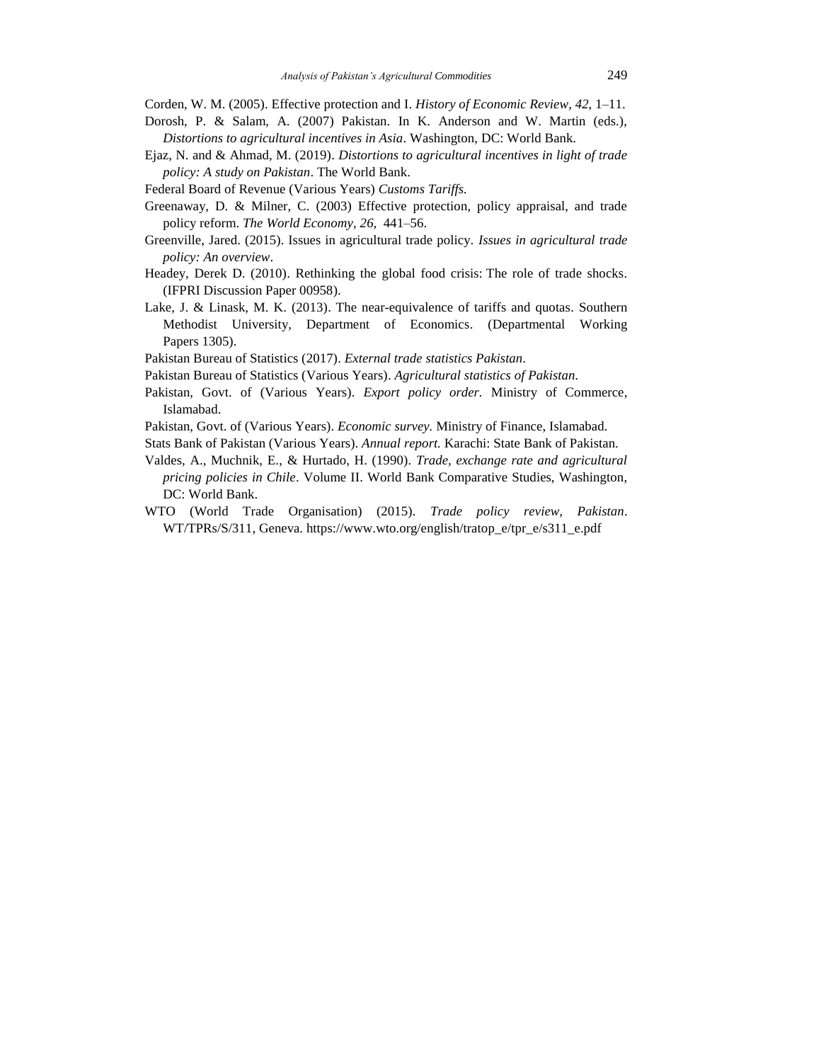Corden, W. M. (2005). Effective protection and I. *History of Economic Review*, *42*, 1–11.

Dorosh, P. & Salam, A. (2007) Pakistan. In K. Anderson and W. Martin (eds.), *Distortions to agricultural incentives in Asia*. Washington, DC: World Bank.

Ejaz, N. and & Ahmad, M. (2019). *Distortions to agricultural incentives in light of trade policy: A study on Pakistan*. The World Bank.

Federal Board of Revenue (Various Years) *Customs Tariffs.*

Greenaway, D. & Milner, C. (2003) Effective protection, policy appraisal, and trade policy reform. *The World Economy*, *26*, 441–56.

Greenville, Jared. (2015). Issues in agricultural trade policy. *Issues in agricultural trade policy: An overview*.

Headey, Derek D. (2010). Rethinking the global food crisis: The role of trade shocks. (IFPRI Discussion Paper 00958).

Lake, J. & Linask, M. K. (2013). The near-equivalence of tariffs and quotas. Southern Methodist University, Department of Economics. (Departmental Working Papers 1305).

Pakistan Bureau of Statistics (2017). *External trade statistics Pakistan*.

Pakistan Bureau of Statistics (Various Years). *Agricultural statistics of Pakistan*.

Pakistan, Govt. of (Various Years). *Export policy order.* Ministry of Commerce, Islamabad.

Pakistan, Govt. of (Various Years). *Economic survey.* Ministry of Finance, Islamabad.

Stats Bank of Pakistan (Various Years). *Annual report.* Karachi: State Bank of Pakistan.

Valdes, A., Muchnik, E., & Hurtado, H. (1990). *Trade, exchange rate and agricultural pricing policies in Chile*. Volume II. World Bank Comparative Studies, Washington, DC: World Bank.

WTO (World Trade Organisation) (2015). *Trade policy review, Pakistan*. WT/TPRs/S/311, Geneva. https://www.wto.org/english/tratop_e/tpr_e/s311_e.pdf